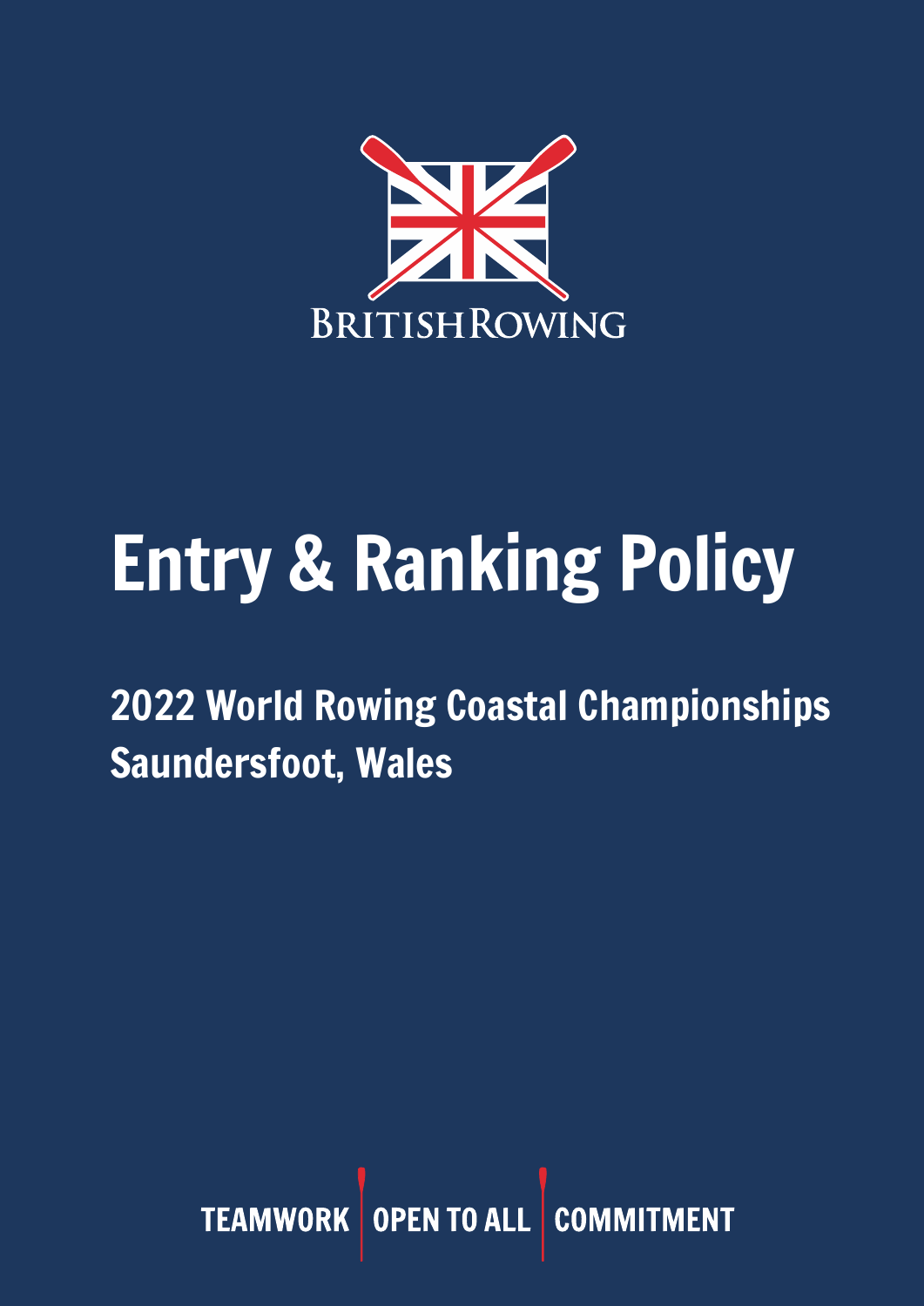BRITISH ROWING

# Entry & Ranking Policy

## 2022 World Rowing Coastal Championships
## Saundersfoot, Wales

TEAMWORK | OPEN TO ALL | COMMITMENT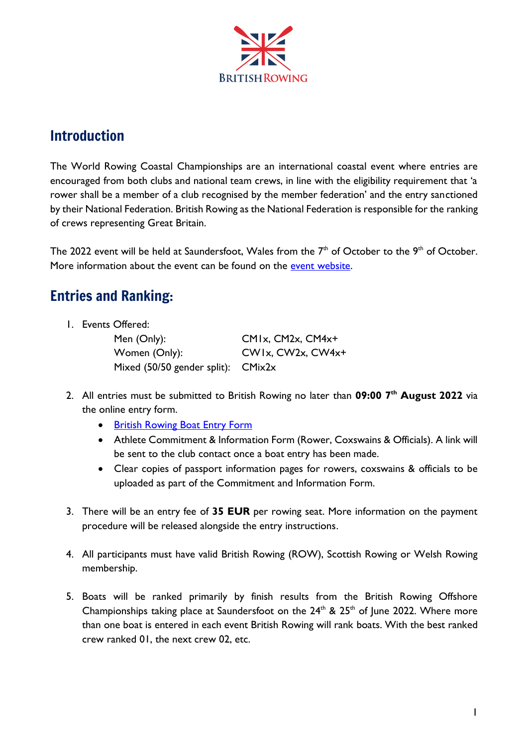## Introduction

The World Rowing Coastal Championships are an international coastal event where entries are encouraged from both clubs and national team crews, in line with the eligibility requirement that 'a rower shall be a member of a club recognised by the member federation' and the entry sanctioned by their National Federation. British Rowing as the National Federation is responsible for the ranking of crews representing Great Britain.

The 2022 event will be held at Saundersfoot, Wales from the 7th of October to the 9th of October. More information about the event can be found on the [event website]().

## Entries and Ranking:

1. Events Offered:

   | | |
   |---|---|
   | Men (Only): | CM1x, CM2x, CM4x+ |
   | Women (Only): | CW1x, CW2x, CW4x+ |
   | Mixed (50/50 gender split): | CMix2x |

2. All entries must be submitted to British Rowing no later than **09:00 7th August 2022** via the online entry form.
   - [British Rowing Boat Entry Form]()
   - Athlete Commitment & Information Form (Rower, Coxswains & Officials). A link will be sent to the club contact once a boat entry has been made.
   - Clear copies of passport information pages for rowers, coxswains & officials to be uploaded as part of the Commitment and Information Form.

3. There will be an entry fee of **35 EUR** per rowing seat. More information on the payment procedure will be released alongside the entry instructions.

4. All participants must have valid British Rowing (ROW), Scottish Rowing or Welsh Rowing membership.

5. Boats will be ranked primarily by finish results from the British Rowing Offshore Championships taking place at Saundersfoot on the 24th & 25th of June 2022. Where more than one boat is entered in each event British Rowing will rank boats. With the best ranked crew ranked 01, the next crew 02, etc.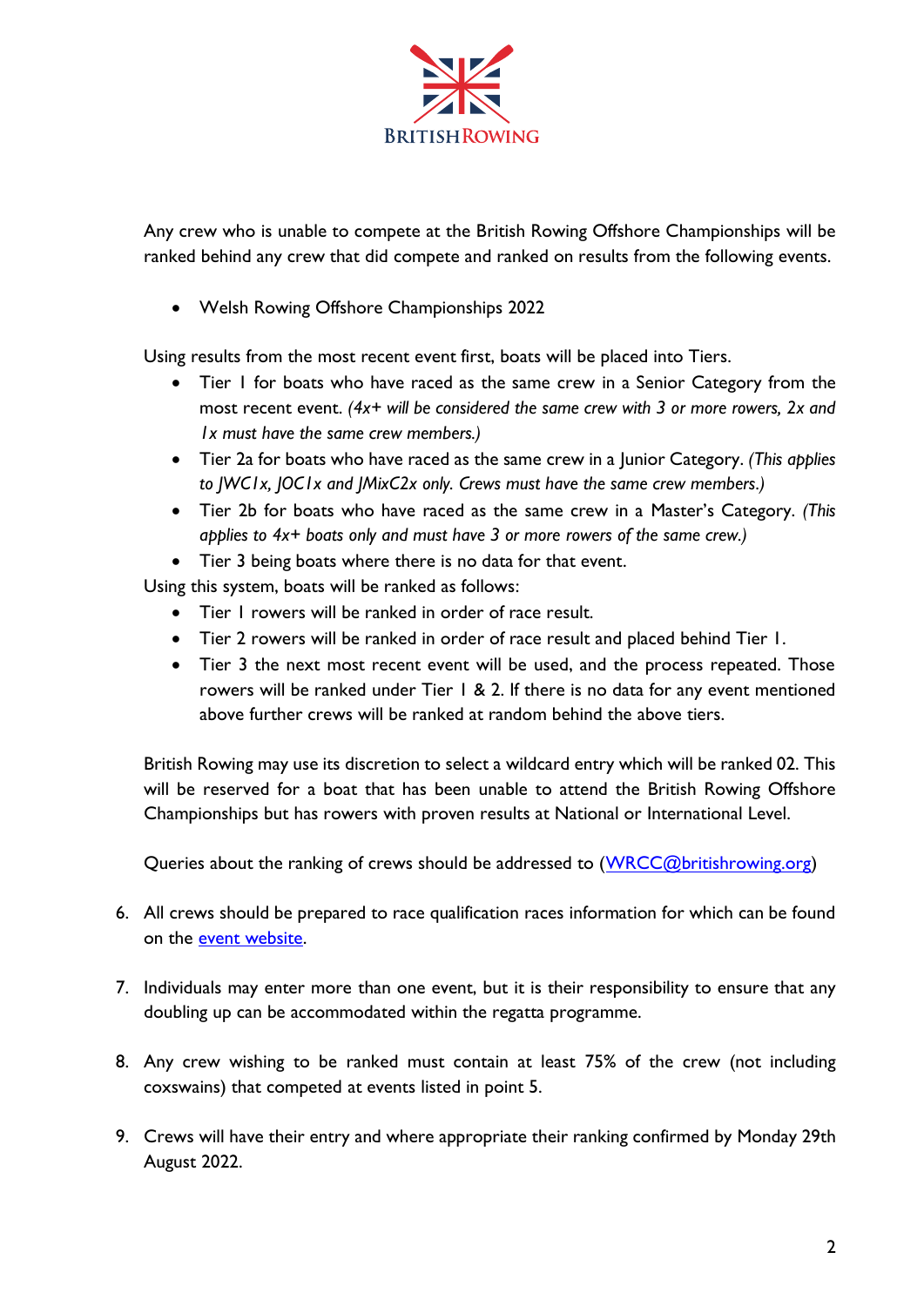Any crew who is unable to compete at the British Rowing Offshore Championships will be ranked behind any crew that did compete and ranked on results from the following events.

- Welsh Rowing Offshore Championships 2022

Using results from the most recent event first, boats will be placed into Tiers.

- Tier 1 for boats who have raced as the same crew in a Senior Category from the most recent event. *(4x+ will be considered the same crew with 3 or more rowers, 2x and 1x must have the same crew members.)*
- Tier 2a for boats who have raced as the same crew in a Junior Category. *(This applies to JWC1x, JOC1x and JMixC2x only. Crews must have the same crew members.)*
- Tier 2b for boats who have raced as the same crew in a Master's Category. *(This applies to 4x+ boats only and must have 3 or more rowers of the same crew.)*
- Tier 3 being boats where there is no data for that event.

Using this system, boats will be ranked as follows:

- Tier 1 rowers will be ranked in order of race result.
- Tier 2 rowers will be ranked in order of race result and placed behind Tier 1.
- Tier 3 the next most recent event will be used, and the process repeated. Those rowers will be ranked under Tier 1 & 2. If there is no data for any event mentioned above further crews will be ranked at random behind the above tiers.

British Rowing may use its discretion to select a wildcard entry which will be ranked 02. This will be reserved for a boat that has been unable to attend the British Rowing Offshore Championships but has rowers with proven results at National or International Level.

Queries about the ranking of crews should be addressed to (WRCC@britishrowing.org)

6. All crews should be prepared to race qualification races information for which can be found on the event website.

7. Individuals may enter more than one event, but it is their responsibility to ensure that any doubling up can be accommodated within the regatta programme.

8. Any crew wishing to be ranked must contain at least 75% of the crew (not including coxswains) that competed at events listed in point 5.

9. Crews will have their entry and where appropriate their ranking confirmed by Monday 29th August 2022.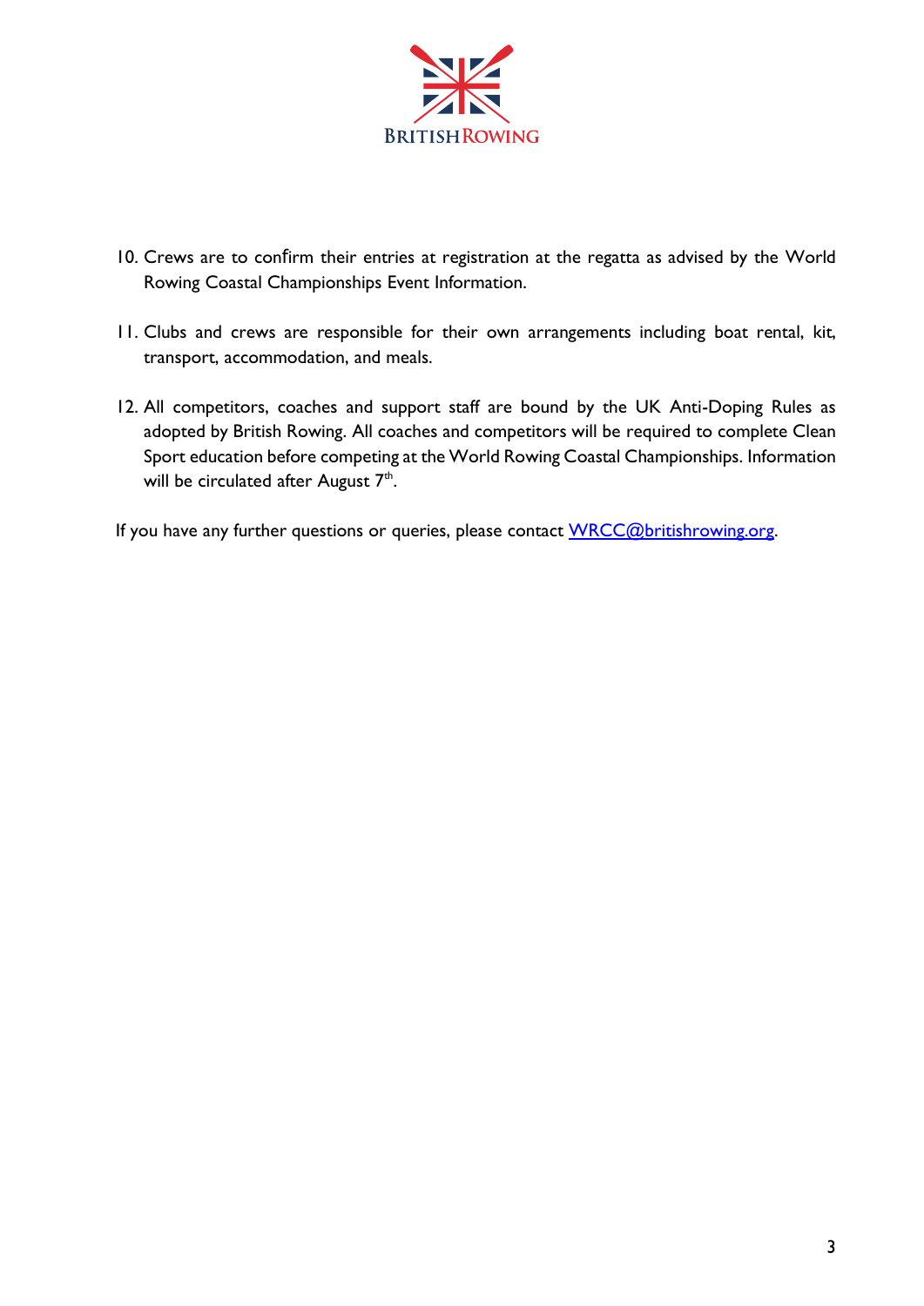10. Crews are to confirm their entries at registration at the regatta as advised by the World Rowing Coastal Championships Event Information.

11. Clubs and crews are responsible for their own arrangements including boat rental, kit, transport, accommodation, and meals.

12. All competitors, coaches and support staff are bound by the UK Anti-Doping Rules as adopted by British Rowing. All coaches and competitors will be required to complete Clean Sport education before competing at the World Rowing Coastal Championships. Information will be circulated after August 7th.

If you have any further questions or queries, please contact [WRCC@britishrowing.org](mailto:WRCC@britishrowing.org).